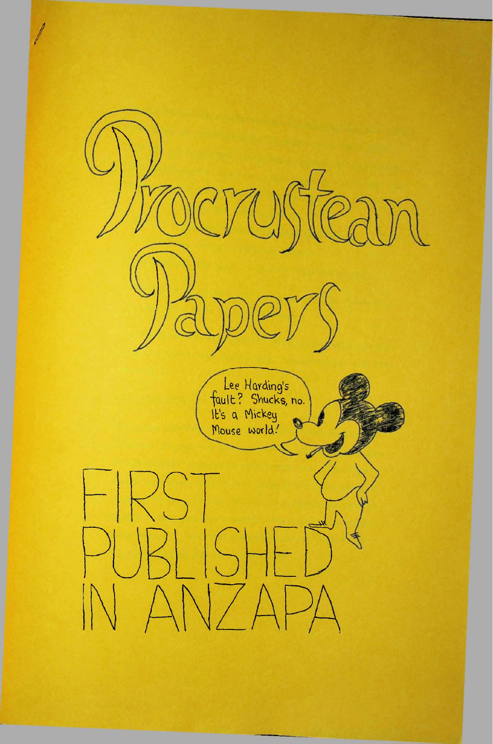# Procrustean Papers

Lee Harding's fault? Shucks, no. It's a Mickey Mouse world!

## FIRST PUBLISHED IN ANZAPA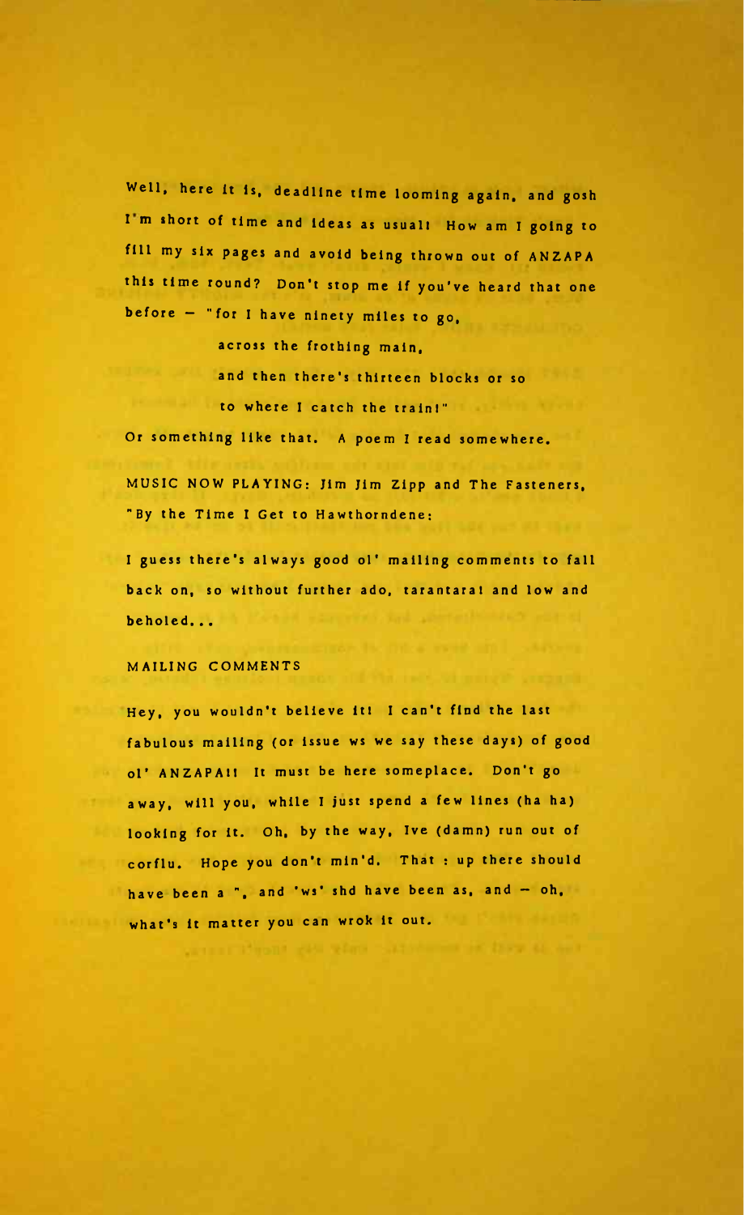Well, here it is, deadline time looming again, and gosh I'm short of time and ideas as usual! How am I going to fill my six pages and avoid being thrown out of ANZAPA this time round? Don't stop me if you've heard that one before – "for I have ninety miles to go,

across the frothing main,

and then there's thirteen blocks or so

to where I catch the train!"

Or something like that. A poem I read somewhere.

MUSIC NOW PLAYING: Jim Jim Zipp and The Fasteners, "By the Time I Get to Hawthorndene:

I guess there's always good ol' mailing comments to fall back on, so without further ado, tarantara! and low and beholed...

MAILING COMMENTS

Hey, you wouldn't believe it! I can't find the last fabulous mailing (or issue ws we say these days) of good ol' ANZAPA!! It must be here someplace. Don't go away, will you, while I just spend a few lines (ha ha) looking for it. Oh, by the way, Ive (damn) run out of corflu. Hope you don't min'd. That : up there should have been a ", and 'ws' shd have been as, and – oh, what's it matter you can wrok it out.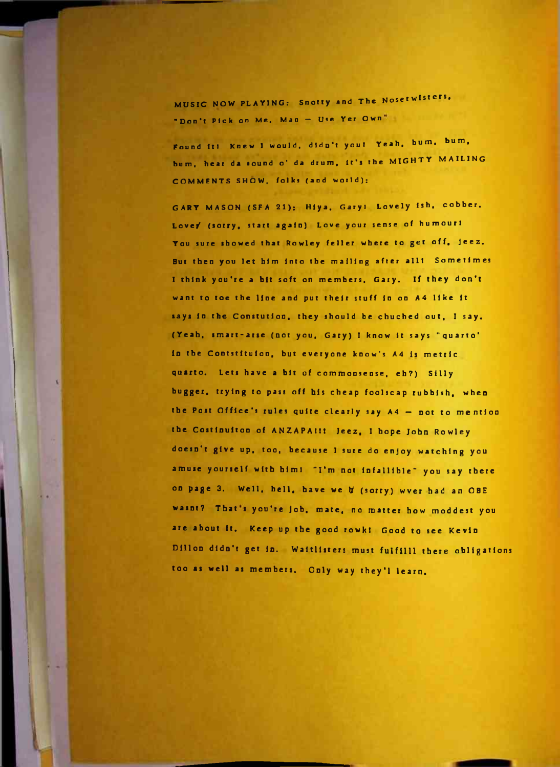MUSIC NOW PLAYING: Snotty and The Nosetwisters, "Don't Pick on Me, Man — Use Yer Own"

Found it! Knew I would, didn't you! Yeah, bum, bum, bum, hear da sound o' da drum, it's the MIGHTY MAILING COMMENTS SHOW, folks (and world):

GARY MASON (SFA 21): Hiya, Gary! Lovely ish, cobber. Lovef (sorry, start again) Love your sense of humour! You sure showed that Rowley feller where to get off, jeez. But then you let him into the mailing after all! Sometimes I think you're a bit soft on members, Gary. If they don't want to toe the line and put their stuff in on A4 like it says in the Constution, they should be chuched out, I say. (Yeah, smart-arse (not you, Gary) I know it says "quarto' in the Contstituion, but everyone know's A4 is metric quarto. Lets have a bit of commonsense, eh?) Silly bugger, trying to pass off his cheap foolscap rubbish, when the Post Office's rules quite clearly say A4 — not to mention the Costinuiton of ANZAPA!!! Jeez, I hope John Rowley doesn't give up, too, because I sure do enjoy watching you amuse yourself with him! "I'm not infallible" you say there on page 3. Well, hell, have we ɏ (sorry) wver had an OBE wasnt? That's you're job, mate, no matter how moddest you are about it. Keep up the good rowk! Good to see Kevin Dillon didn't get in. Waitlisters must fulfill there obligations too as well as members. Only way they'l learn.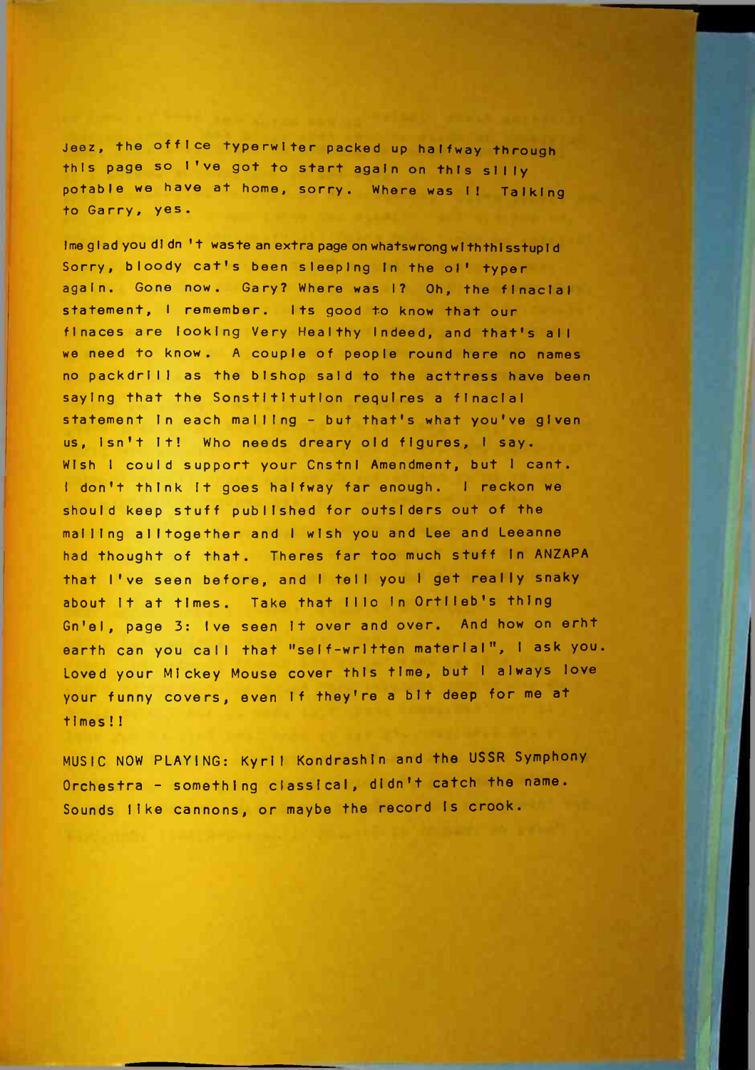Jeez, the office typerwiter packed up halfway through this page so I've got to start again on this silly potable we have at home, sorry. Where was I! Talking to Garry, yes.

Ime glad you didn't waste an extra page on whatswrongwiththisstupid Sorry, bloody cat's been sleeping in the ol' typer again. Gone now. Gary? Where was I? Oh, the finacial statement, I remember. Its good to know that our finaces are looking Very Healthy Indeed, and that's all we need to know. A couple of people round here no names no packdrill as the bishop said to the acttress have been saying that the Sonstitition requires a finacial statement in each mailing - but that's what you've given us, isn't it! Who needs dreary old figures, I say. Wish I could support your Cnstnl Amendment, but I cant. I don't think it goes halfway far enough. I reckon we should keep stuff published for outsiders out of the mailing alltogether and I wish you and Lee and Leeanne had thought of that. Theres far too much stuff in ANZAPA that I've seen before, and I tell you I get really snaky about it at times. Take that illo in Ortlieb's thing Gn'el, page 3: Ive seen it over and over. And how on erht earth can you call that "self-written material", I ask you. Loved your Mickey Mouse cover this time, but I always love your funny covers, even if they're a bit deep for me at times!!

MUSIC NOW PLAYING: Kyril Kondrashin and the USSR Symphony Orchestra - something classical, didn't catch the name. Sounds like cannons, or maybe the record is crook.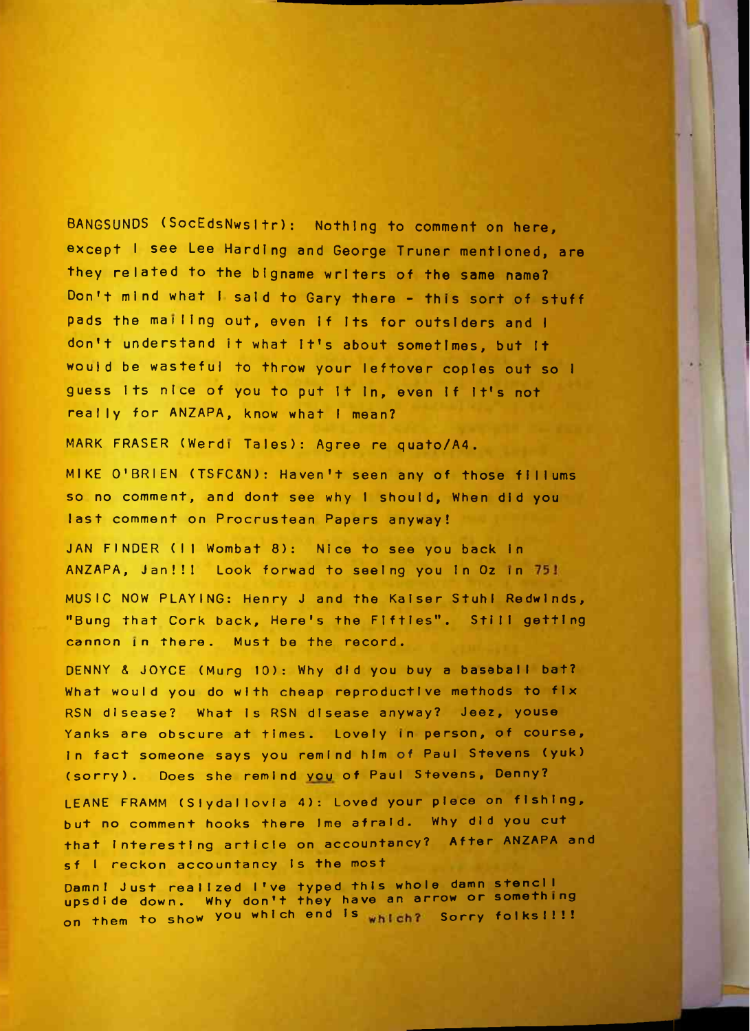BANGSUNDS (SocEdsNwsltr): Nothing to comment on here, except I see Lee Harding and George Truner mentioned, are they related to the bigname writers of the same name? Don't mind what I said to Gary there - this sort of stuff pads the mailing out, even if its for outsiders and I don't understand it what it's about sometimes, but it would be wasteful to throw your leftover copies out so I guess its nice of you to put it in, even if it's not really for ANZAPA, know what I mean?

MARK FRASER (Werdi Tales): Agree re quato/A4.

MIKE O'BRIEN (TSFC&N): Haven't seen any of those fillums so no comment, and dont see why I should, When did you last comment on Procrustean Papers anyway!

JAN FINDER (II Wombat 8): Nice to see you back in ANZAPA, Jan!!! Look forwad to seeing you in Oz in 75!

MUSIC NOW PLAYING: Henry J and the Kaiser Stuhl Redwinds, "Bung that Cork back, Here's the Fifties". Still getting cannon in there. Must be the record.

DENNY & JOYCE (Murg 10): Why did you buy a baseball bat? What would you do with cheap reproductive methods to fix RSN disease? What is RSN disease anyway? Jeez, youse Yanks are obscure at times. Lovely in person, of course, in fact someone says you remind him of Paul Stevens (yuk) (sorry). Does she remind <u>you</u> of Paul Stevens, Denny?

LEANE FRAMM (Slydallovia 4): Loved your piece on fishing, but no comment hooks there ime afraid. Why did you cut that interesting article on accountancy? After ANZAPA and sf I reckon accountancy is the most

Damn! Just realized I've typed this whole damn stencil upsdide down. Why don't they have an arrow or something on them to show you which end is which? Sorry folks!!!!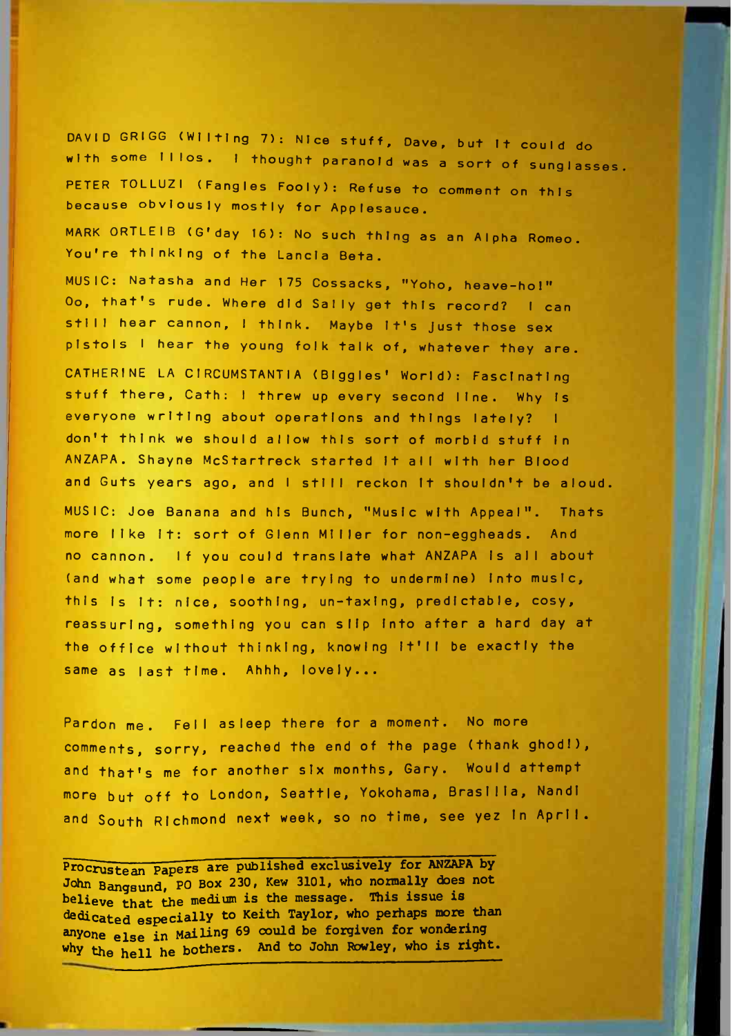DAVID GRIGG (Writing 7): Nice stuff, Dave, but it could do with some illos. I thought paranoid was a sort of sunglasses.

PETER TOLLUZI (Fangles Fooly): Refuse to comment on this because obviously mostly for Applesauce.

MARK ORTLEIB (G'day 16): No such thing as an Alpha Romeo. You're thinking of the Lancia Beta.

MUSIC: Natasha and Her 175 Cossacks, "Yoho, heave-ho!" Oo, that's rude. Where did Sally get this record? I can still hear cannon, I think. Maybe it's just those sex pistols I hear the young folk talk of, whatever they are.

CATHERINE LA CIRCUMSTANTIA (Biggles' World): Fascinating stuff there, Cath: I threw up every second line. Why is everyone writing about operations and things lately? I don't think we should allow this sort of morbid stuff in ANZAPA. Shayne McStartreck started it all with her Blood and Guts years ago, and I still reckon it shouldn't be aloud.

MUSIC: Joe Banana and his Bunch, "Music with Appeal". Thats more like it: sort of Glenn Miller for non-eggheads. And no cannon. If you could translate what ANZAPA is all about (and what some people are trying to undermine) into music, this is it: nice, soothing, un-taxing, predictable, cosy, reassuring, something you can slip into after a hard day at the office without thinking, knowing it'll be exactly the same as last time. Ahhh, lovely...

Pardon me. Fell asleep there for a moment. No more comments, sorry, reached the end of the page (thank ghod!), and that's me for another six months, Gary. Would attempt more but off to London, Seattle, Yokohama, Brasilia, Nandi and South Richmond next week, so no time, see yez in April.

---

Procrustean Papers are published exclusively for ANZAPA by John Bangsund, PO Box 230, Kew 3101, who normally does not believe that the medium is the message. This issue is dedicated especially to Keith Taylor, who perhaps more than anyone else in Mailing 69 could be forgiven for wondering why the hell he bothers. And to John Rowley, who is right.